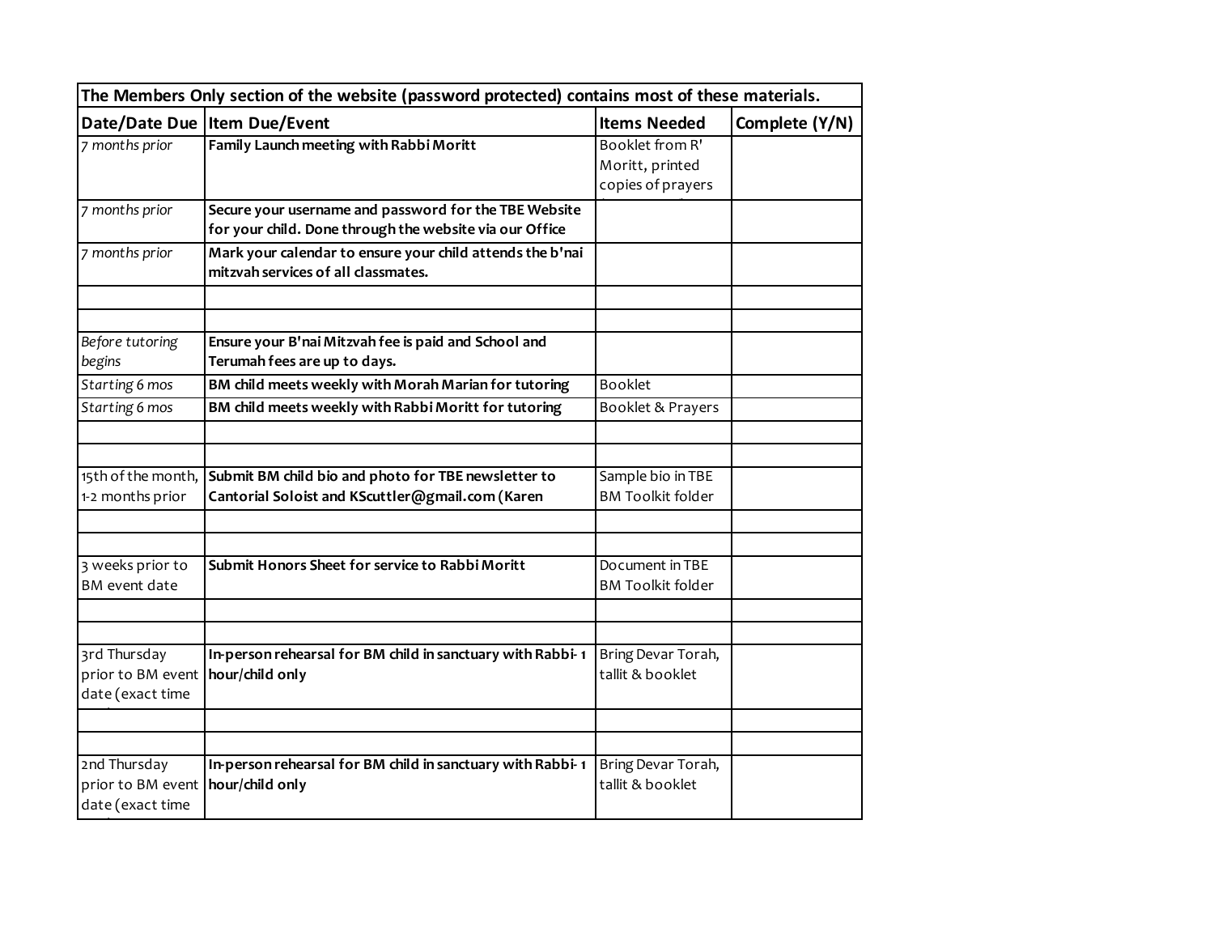| The Members Only section of the website (password protected) contains most of these materials. | | | |
|---|---|---|---|
| **Date/Date Due** | **Item Due/Event** | **Items Needed** | **Complete (Y/N)** |
| *7 months prior* | **Family Launch meeting with Rabbi Moritt** | Booklet from R' Moritt, printed copies of prayers | |
| *7 months prior* | **Secure your username and password for the TBE Website for your child. Done through the website via our Office** | | |
| *7 months prior* | **Mark your calendar to ensure your child attends the b'nai mitzvah services of all classmates.** | | |
| | | | |
| | | | |
| *Before tutoring begins* | **Ensure your B'nai Mitzvah fee is paid and School and Terumah fees are up to days.** | | |
| *Starting 6 mos* | **BM child meets weekly with Morah Marian for tutoring** | Booklet | |
| *Starting 6 mos* | **BM child meets weekly with Rabbi Moritt for tutoring** | Booklet & Prayers | |
| | | | |
| | | | |
| 15th of the month, 1-2 months prior | **Submit BM child bio and photo for TBE newsletter to Cantorial Soloist and KScuttler@gmail.com (Karen** | Sample bio in TBE BM Toolkit folder | |
| | | | |
| | | | |
| 3 weeks prior to BM event date | **Submit Honors Sheet for service to Rabbi Moritt** | Document in TBE BM Toolkit folder | |
| | | | |
| | | | |
| 3rd Thursday prior to BM event date (exact time | **In-person rehearsal for BM child in sanctuary with Rabbi- 1 hour/child only** | Bring Devar Torah, tallit & booklet | |
| | | | |
| | | | |
| 2nd Thursday prior to BM event date (exact time | **In-person rehearsal for BM child in sanctuary with Rabbi- 1 hour/child only** | Bring Devar Torah, tallit & booklet | |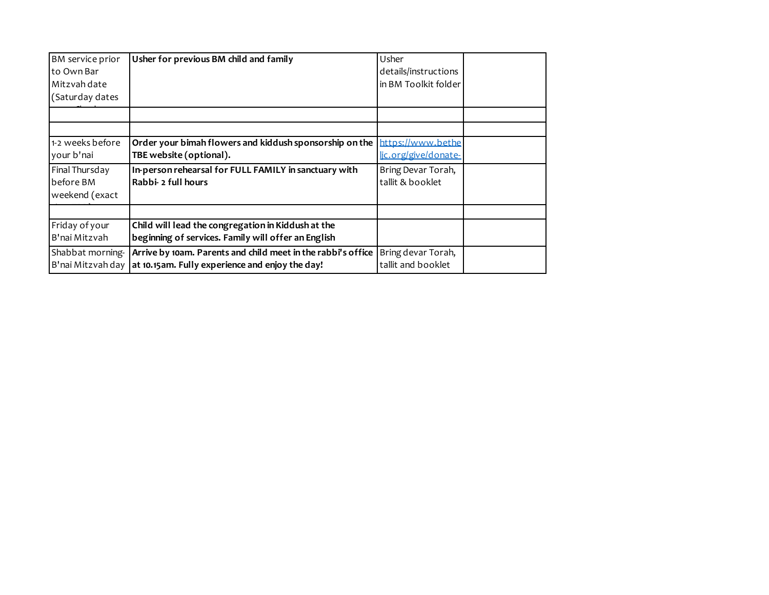| | | | |
|---|---|---|---|
| BM service prior to Own Bar Mitzvah date (Saturday dates | **Usher for previous BM child and family** | Usher details/instructions in BM Toolkit folder | |
| | | | |
| | | | |
| 1-2 weeks before your b'nai | **Order your bimah flowers and kiddush sponsorship on the TBE website (optional).** | https://www.betheljc.org/give/donate- | |
| Final Thursday before BM weekend (exact | **In-person rehearsal for FULL FAMILY in sanctuary with Rabbi- 2 full hours** | Bring Devar Torah, tallit & booklet | |
| | | | |
| Friday of your B'nai Mitzvah | **Child will lead the congregation in Kiddush at the beginning of services. Family will offer an English** | | |
| Shabbat morning- B'nai Mitzvah day | **Arrive by 10am. Parents and child meet in the rabbi's office at 10.15am. Fully experience and enjoy the day!** | Bring devar Torah, tallit and booklet | |